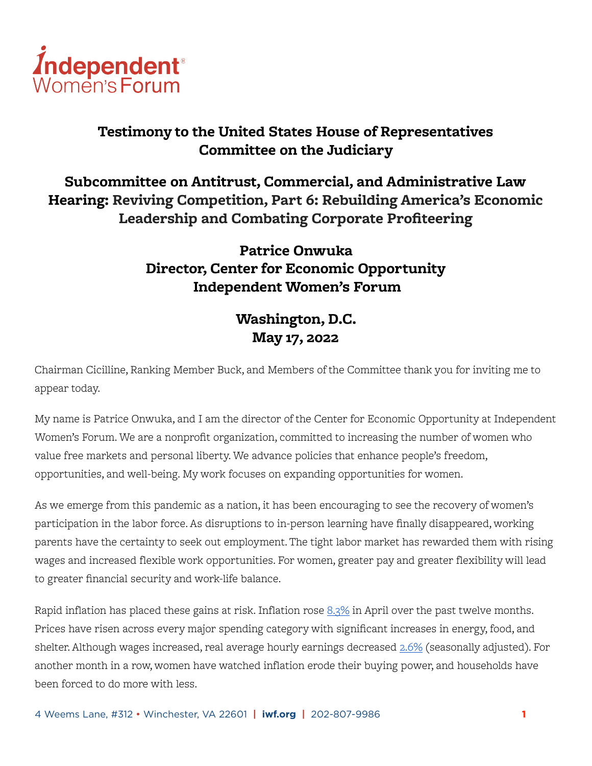Independent Women's Forum

# Testimony to the United States House of Representatives Committee on the Judiciary

## Subcommittee on Antitrust, Commercial, and Administrative Law Hearing: Reviving Competition, Part 6: Rebuilding America's Economic Leadership and Combating Corporate Profiteering

### Patrice Onwuka
### Director, Center for Economic Opportunity
### Independent Women's Forum

### Washington, D.C.
### May 17, 2022

Chairman Cicilline, Ranking Member Buck, and Members of the Committee thank you for inviting me to appear today.

My name is Patrice Onwuka, and I am the director of the Center for Economic Opportunity at Independent Women's Forum. We are a nonprofit organization, committed to increasing the number of women who value free markets and personal liberty. We advance policies that enhance people's freedom, opportunities, and well-being. My work focuses on expanding opportunities for women.

As we emerge from this pandemic as a nation, it has been encouraging to see the recovery of women's participation in the labor force. As disruptions to in-person learning have finally disappeared, working parents have the certainty to seek out employment. The tight labor market has rewarded them with rising wages and increased flexible work opportunities. For women, greater pay and greater flexibility will lead to greater financial security and work-life balance.

Rapid inflation has placed these gains at risk. Inflation rose 8.3% in April over the past twelve months. Prices have risen across every major spending category with significant increases in energy, food, and shelter. Although wages increased, real average hourly earnings decreased 2.6% (seasonally adjusted). For another month in a row, women have watched inflation erode their buying power, and households have been forced to do more with less.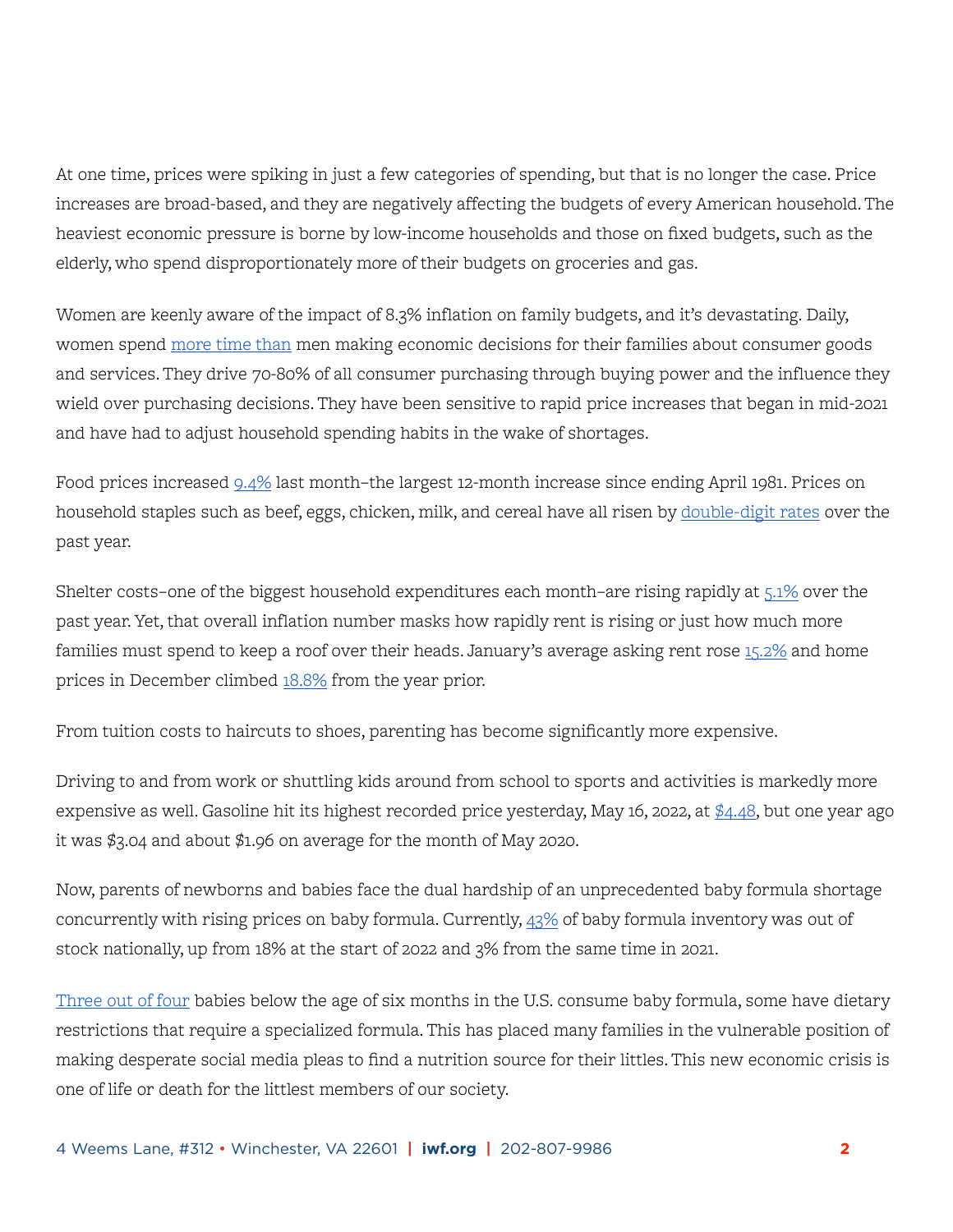At one time, prices were spiking in just a few categories of spending, but that is no longer the case. Price increases are broad-based, and they are negatively affecting the budgets of every American household. The heaviest economic pressure is borne by low-income households and those on fixed budgets, such as the elderly, who spend disproportionately more of their budgets on groceries and gas.

Women are keenly aware of the impact of 8.3% inflation on family budgets, and it's devastating. Daily, women spend more time than men making economic decisions for their families about consumer goods and services. They drive 70-80% of all consumer purchasing through buying power and the influence they wield over purchasing decisions. They have been sensitive to rapid price increases that began in mid-2021 and have had to adjust household spending habits in the wake of shortages.

Food prices increased 9.4% last month–the largest 12-month increase since ending April 1981. Prices on household staples such as beef, eggs, chicken, milk, and cereal have all risen by double-digit rates over the past year.

Shelter costs–one of the biggest household expenditures each month–are rising rapidly at 5.1% over the past year. Yet, that overall inflation number masks how rapidly rent is rising or just how much more families must spend to keep a roof over their heads. January's average asking rent rose 15.2% and home prices in December climbed 18.8% from the year prior.

From tuition costs to haircuts to shoes, parenting has become significantly more expensive.

Driving to and from work or shuttling kids around from school to sports and activities is markedly more expensive as well. Gasoline hit its highest recorded price yesterday, May 16, 2022, at $4.48, but one year ago it was $3.04 and about $1.96 on average for the month of May 2020.

Now, parents of newborns and babies face the dual hardship of an unprecedented baby formula shortage concurrently with rising prices on baby formula. Currently, 43% of baby formula inventory was out of stock nationally, up from 18% at the start of 2022 and 3% from the same time in 2021.

Three out of four babies below the age of six months in the U.S. consume baby formula, some have dietary restrictions that require a specialized formula. This has placed many families in the vulnerable position of making desperate social media pleas to find a nutrition source for their littles. This new economic crisis is one of life or death for the littlest members of our society.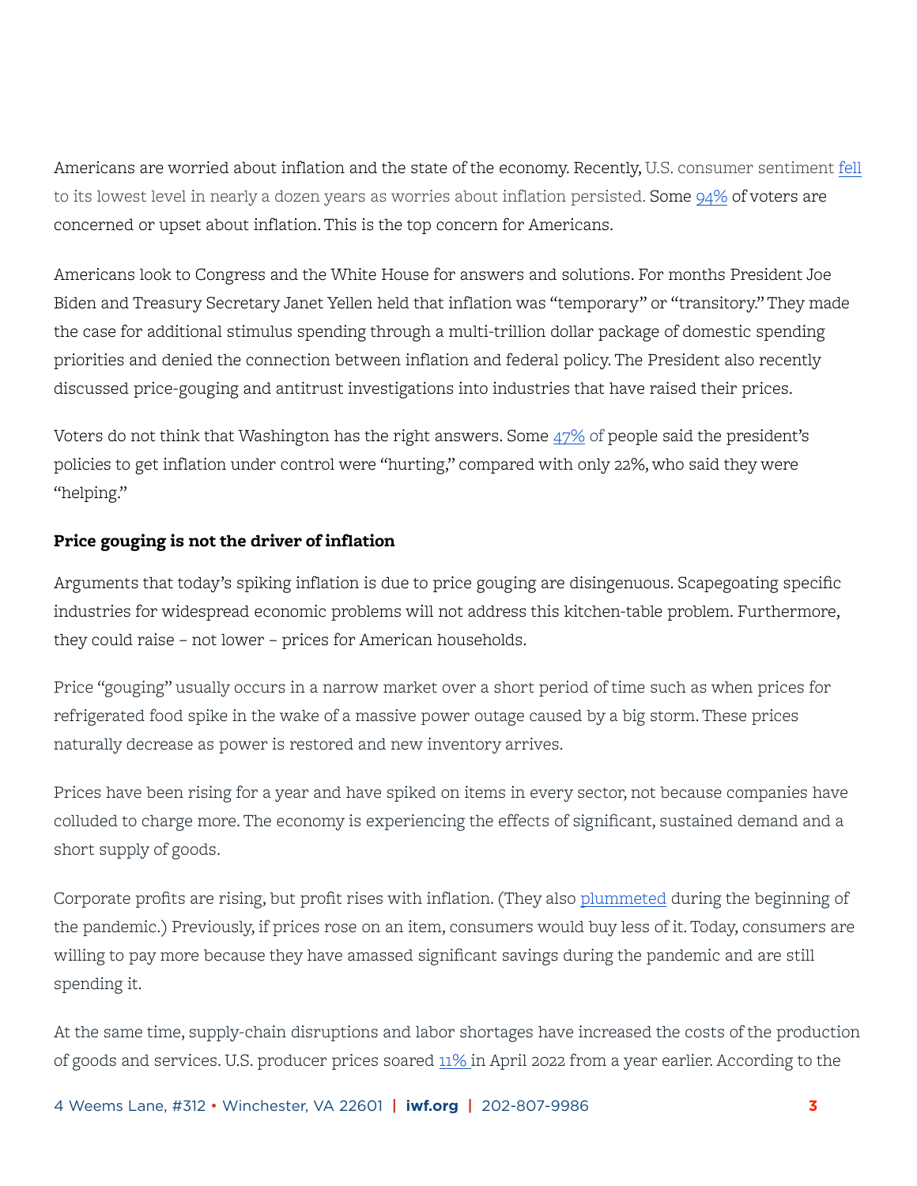Americans are worried about inflation and the state of the economy. Recently, U.S. consumer sentiment fell to its lowest level in nearly a dozen years as worries about inflation persisted. Some 94% of voters are concerned or upset about inflation. This is the top concern for Americans.

Americans look to Congress and the White House for answers and solutions. For months President Joe Biden and Treasury Secretary Janet Yellen held that inflation was "temporary" or "transitory." They made the case for additional stimulus spending through a multi-trillion dollar package of domestic spending priorities and denied the connection between inflation and federal policy. The President also recently discussed price-gouging and antitrust investigations into industries that have raised their prices.

Voters do not think that Washington has the right answers. Some 47% of people said the president's policies to get inflation under control were "hurting," compared with only 22%, who said they were "helping."

**Price gouging is not the driver of inflation**

Arguments that today's spiking inflation is due to price gouging are disingenuous. Scapegoating specific industries for widespread economic problems will not address this kitchen-table problem. Furthermore, they could raise – not lower – prices for American households.

Price "gouging" usually occurs in a narrow market over a short period of time such as when prices for refrigerated food spike in the wake of a massive power outage caused by a big storm. These prices naturally decrease as power is restored and new inventory arrives.

Prices have been rising for a year and have spiked on items in every sector, not because companies have colluded to charge more. The economy is experiencing the effects of significant, sustained demand and a short supply of goods.

Corporate profits are rising, but profit rises with inflation. (They also plummeted during the beginning of the pandemic.) Previously, if prices rose on an item, consumers would buy less of it. Today, consumers are willing to pay more because they have amassed significant savings during the pandemic and are still spending it.

At the same time, supply-chain disruptions and labor shortages have increased the costs of the production of goods and services. U.S. producer prices soared 11% in April 2022 from a year earlier. According to the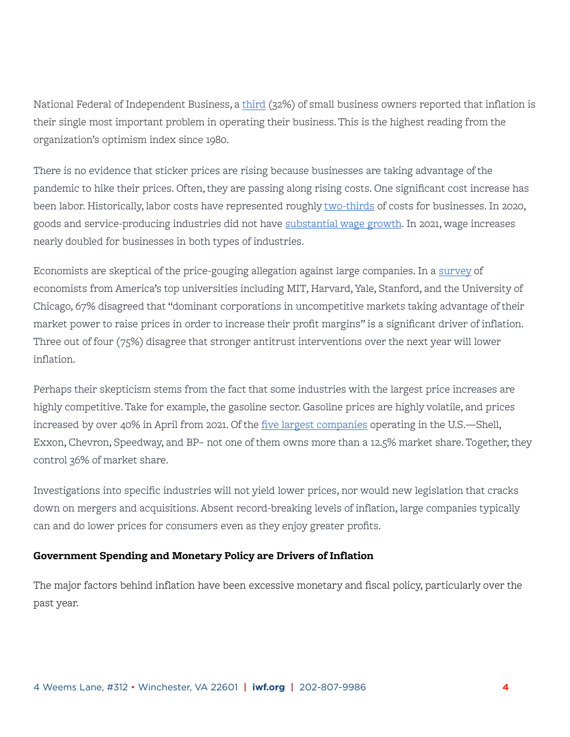National Federal of Independent Business, a third (32%) of small business owners reported that inflation is their single most important problem in operating their business. This is the highest reading from the organization's optimism index since 1980.

There is no evidence that sticker prices are rising because businesses are taking advantage of the pandemic to hike their prices. Often, they are passing along rising costs. One significant cost increase has been labor. Historically, labor costs have represented roughly two-thirds of costs for businesses. In 2020, goods and service-producing industries did not have substantial wage growth. In 2021, wage increases nearly doubled for businesses in both types of industries.

Economists are skeptical of the price-gouging allegation against large companies. In a survey of economists from America's top universities including MIT, Harvard, Yale, Stanford, and the University of Chicago, 67% disagreed that "dominant corporations in uncompetitive markets taking advantage of their market power to raise prices in order to increase their profit margins" is a significant driver of inflation. Three out of four (75%) disagree that stronger antitrust interventions over the next year will lower inflation.

Perhaps their skepticism stems from the fact that some industries with the largest price increases are highly competitive. Take for example, the gasoline sector. Gasoline prices are highly volatile, and prices increased by over 40% in April from 2021. Of the five largest companies operating in the U.S.—Shell, Exxon, Chevron, Speedway, and BP– not one of them owns more than a 12.5% market share. Together, they control 36% of market share.

Investigations into specific industries will not yield lower prices, nor would new legislation that cracks down on mergers and acquisitions. Absent record-breaking levels of inflation, large companies typically can and do lower prices for consumers even as they enjoy greater profits.

**Government Spending and Monetary Policy are Drivers of Inflation**

The major factors behind inflation have been excessive monetary and fiscal policy, particularly over the past year.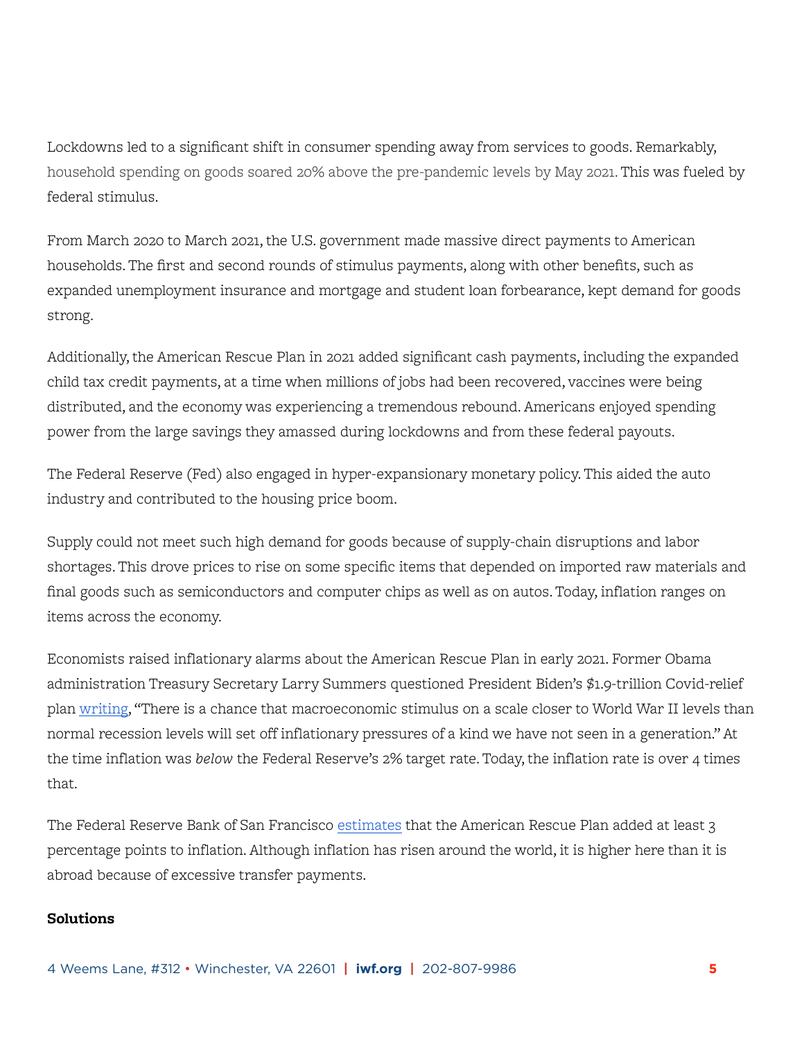Lockdowns led to a significant shift in consumer spending away from services to goods. Remarkably, household spending on goods soared 20% above the pre-pandemic levels by May 2021. This was fueled by federal stimulus.

From March 2020 to March 2021, the U.S. government made massive direct payments to American households. The first and second rounds of stimulus payments, along with other benefits, such as expanded unemployment insurance and mortgage and student loan forbearance, kept demand for goods strong.

Additionally, the American Rescue Plan in 2021 added significant cash payments, including the expanded child tax credit payments, at a time when millions of jobs had been recovered, vaccines were being distributed, and the economy was experiencing a tremendous rebound. Americans enjoyed spending power from the large savings they amassed during lockdowns and from these federal payouts.

The Federal Reserve (Fed) also engaged in hyper-expansionary monetary policy. This aided the auto industry and contributed to the housing price boom.

Supply could not meet such high demand for goods because of supply-chain disruptions and labor shortages. This drove prices to rise on some specific items that depended on imported raw materials and final goods such as semiconductors and computer chips as well as on autos. Today, inflation ranges on items across the economy.

Economists raised inflationary alarms about the American Rescue Plan in early 2021. Former Obama administration Treasury Secretary Larry Summers questioned President Biden's $1.9-trillion Covid-relief plan writing, "There is a chance that macroeconomic stimulus on a scale closer to World War II levels than normal recession levels will set off inflationary pressures of a kind we have not seen in a generation." At the time inflation was *below* the Federal Reserve's 2% target rate. Today, the inflation rate is over 4 times that.

The Federal Reserve Bank of San Francisco estimates that the American Rescue Plan added at least 3 percentage points to inflation. Although inflation has risen around the world, it is higher here than it is abroad because of excessive transfer payments.

**Solutions**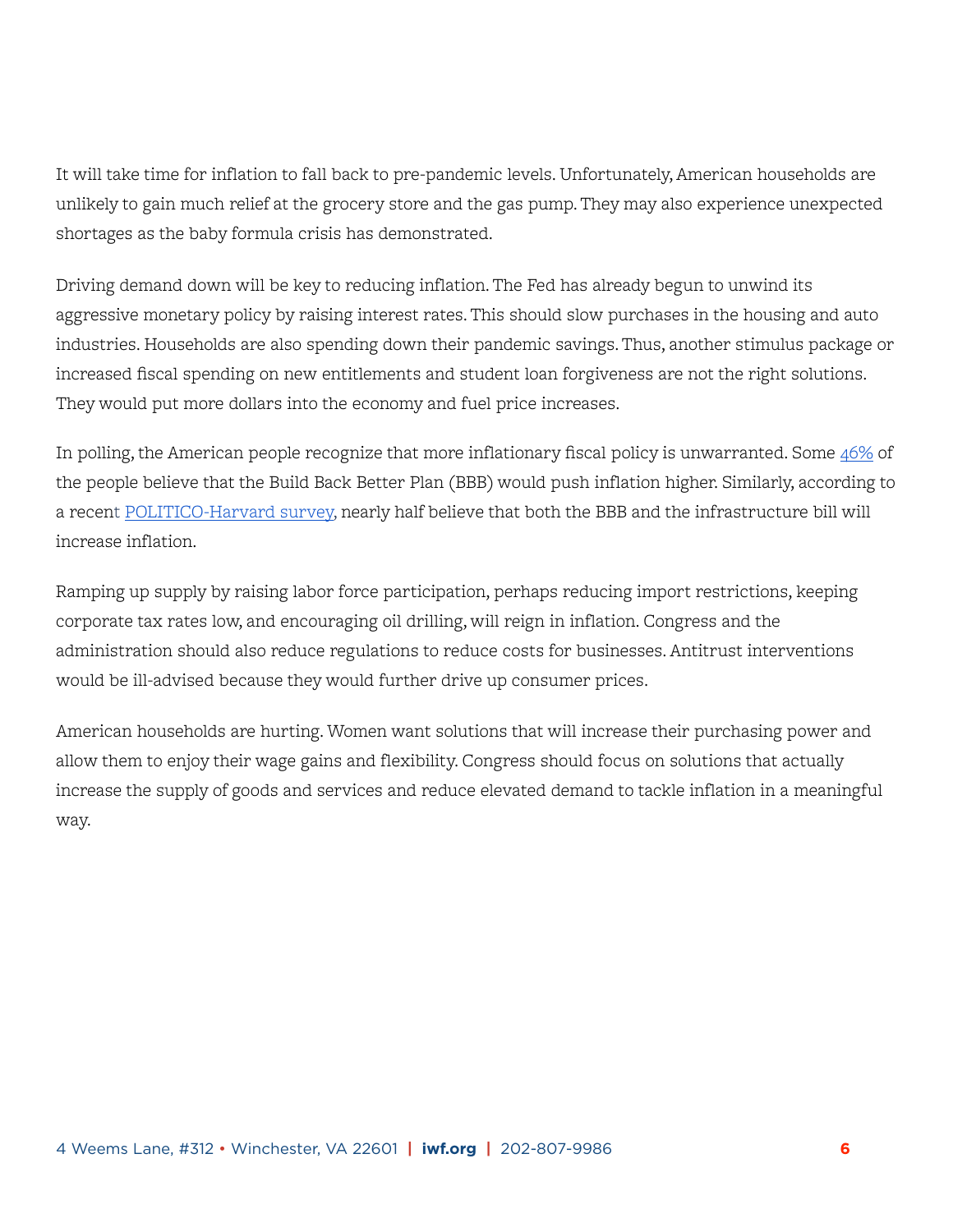It will take time for inflation to fall back to pre-pandemic levels. Unfortunately, American households are unlikely to gain much relief at the grocery store and the gas pump. They may also experience unexpected shortages as the baby formula crisis has demonstrated.

Driving demand down will be key to reducing inflation. The Fed has already begun to unwind its aggressive monetary policy by raising interest rates. This should slow purchases in the housing and auto industries. Households are also spending down their pandemic savings. Thus, another stimulus package or increased fiscal spending on new entitlements and student loan forgiveness are not the right solutions. They would put more dollars into the economy and fuel price increases.

In polling, the American people recognize that more inflationary fiscal policy is unwarranted. Some 46% of the people believe that the Build Back Better Plan (BBB) would push inflation higher. Similarly, according to a recent POLITICO-Harvard survey, nearly half believe that both the BBB and the infrastructure bill will increase inflation.

Ramping up supply by raising labor force participation, perhaps reducing import restrictions, keeping corporate tax rates low, and encouraging oil drilling, will reign in inflation. Congress and the administration should also reduce regulations to reduce costs for businesses. Antitrust interventions would be ill-advised because they would further drive up consumer prices.

American households are hurting. Women want solutions that will increase their purchasing power and allow them to enjoy their wage gains and flexibility. Congress should focus on solutions that actually increase the supply of goods and services and reduce elevated demand to tackle inflation in a meaningful way.